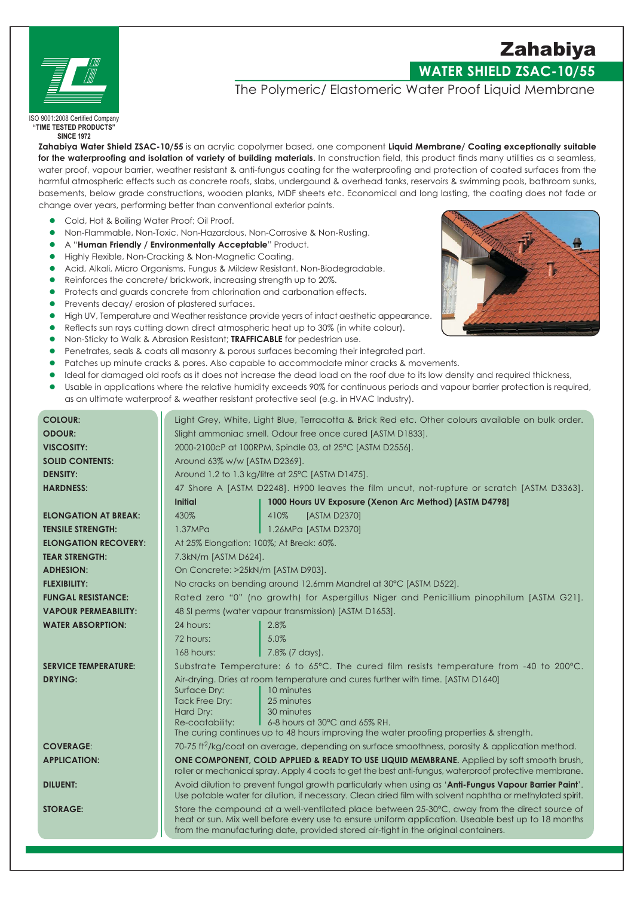ISO 9001:2008 Certified Company
**"TIME TESTED PRODUCTS"**
**SINCE 1972**

# Zahabiya

## WATER SHIELD ZSAC-10/55

### The Polymeric/ Elastomeric Water Proof Liquid Membrane

**Zahabiya Water Shield ZSAC-10/55** is an acrylic copolymer based, one component **Liquid Membrane/ Coating exceptionally suitable for the waterproofing and isolation of variety of building materials**. In construction field, this product finds many utilities as a seamless, water proof, vapour barrier, weather resistant & anti-fungus coating for the waterproofing and protection of coated surfaces from the harmful atmospheric effects such as concrete roofs, slabs, undergound & overhead tanks, reservoirs & swimming pools, bathroom sunks, basements, below grade constructions, wooden planks, MDF sheets etc. Economical and long lasting, the coating does not fade or change over years, performing better than conventional exterior paints.

- Cold, Hot & Boiling Water Proof; Oil Proof.
- Non-Flammable, Non-Toxic, Non-Hazardous, Non-Corrosive & Non-Rusting.
- A "**Human Friendly / Environmentally Acceptable**" Product.
- Highly Flexible, Non-Cracking & Non-Magnetic Coating.
- Acid, Alkali, Micro Organisms, Fungus & Mildew Resistant. Non-Biodegradable.
- Reinforces the concrete/ brickwork, increasing strength up to 20%.
- Protects and guards concrete from chlorination and carbonation effects.
- Prevents decay/ erosion of plastered surfaces.
- High UV, Temperature and Weather resistance provide years of intact aesthetic appearance.
- Reflects sun rays cutting down direct atmospheric heat up to 30% (in white colour).
- Non-Sticky to Walk & Abrasion Resistant; **TRAFFICABLE** for pedestrian use.
- Penetrates, seals & coats all masonry & porous surfaces becoming their integrated part.
- Patches up minute cracks & pores. Also capable to accommodate minor cracks & movements.
- Ideal for damaged old roofs as it does not increase the dead load on the roof due to its low density and required thickness,
- Usable in applications where the relative humidity exceeds 90% for continuous periods and vapour barrier protection is required, as an ultimate waterproof & weather resistant protective seal (e.g. in HVAC Industry).

| | | |
|---|---|---|
| **COLOUR:** | Light Grey, White, Light Blue, Terracotta & Brick Red etc. Other colours available on bulk order. | |
| **ODOUR:** | Slight ammoniac smell. Odour free once cured [ASTM D1833]. | |
| **VISCOSITY:** | 2000-2100cP at 100RPM, Spindle 03, at 25°C [ASTM D2556]. | |
| **SOLID CONTENTS:** | Around 63% w/w [ASTM D2369]. | |
| **DENSITY:** | Around 1.2 to 1.3 kg/litre at 25°C [ASTM D1475]. | |
| **HARDNESS:** | 47 Shore A [ASTM D2248]. H900 leaves the film uncut, not-rupture or scratch [ASTM D3363]. | |
| | **Initial** | **1000 Hours UV Exposure (Xenon Arc Method) [ASTM D4798]** |
| **ELONGATION AT BREAK:** | 430% | 410% [ASTM D2370] |
| **TENSILE STRENGTH:** | 1.37MPa | 1.26MPa [ASTM D2370] |
| **ELONGATION RECOVERY:** | At 25% Elongation: 100%; At Break: 60%. | |
| **TEAR STRENGTH:** | 7.3kN/m [ASTM D624]. | |
| **ADHESION:** | On Concrete: >25kN/m [ASTM D903]. | |
| **FLEXIBILITY:** | No cracks on bending around 12.6mm Mandrel at 30°C [ASTM D522]. | |
| **FUNGAL RESISTANCE:** | Rated zero "0" (no growth) for Aspergillus Niger and Penicillium pinophilum [ASTM G21]. | |
| **VAPOUR PERMEABILITY:** | 48 SI perms (water vapour transmission) [ASTM D1653]. | |
| **WATER ABSORPTION:** | 24 hours: | 2.8% |
| | 72 hours: | 5.0% |
| | 168 hours: | 7.8% (7 days). |
| **SERVICE TEMPERATURE:** | Substrate Temperature: 6 to 65°C. The cured film resists temperature from -40 to 200°C. | |
| **DRYING:** | Air-drying. Dries at room temperature and cures further with time. [ASTM D1640] | |
| | Surface Dry: | 10 minutes |
| | Tack Free Dry: | 25 minutes |
| | Hard Dry: | 30 minutes |
| | Re-coatability: | 6-8 hours at 30°C and 65% RH. |
| | The curing continues up to 48 hours improving the water proofing properties & strength. | |
| **COVERAGE:** | 70-75 $ft^2$/kg/coat on average, depending on surface smoothness, porosity & application method. | |
| **APPLICATION:** | **ONE COMPONENT, COLD APPLIED & READY TO USE LIQUID MEMBRANE.** Applied by soft smooth brush, roller or mechanical spray. Apply 4 coats to get the best anti-fungus, waterproof protective membrane. | |
| **DILUENT:** | Avoid dilution to prevent fungal growth particularly when using as '**Anti-Fungus Vapour Barrier Paint**'. Use potable water for dilution, if necessary. Clean dried film with solvent naphtha or methylated spirit. | |
| **STORAGE:** | Store the compound at a well-ventilated place between 25-30°C, away from the direct source of heat or sun. Mix well before every use to ensure uniform application. Useable best up to 18 months from the manufacturing date, provided stored air-tight in the original containers. | |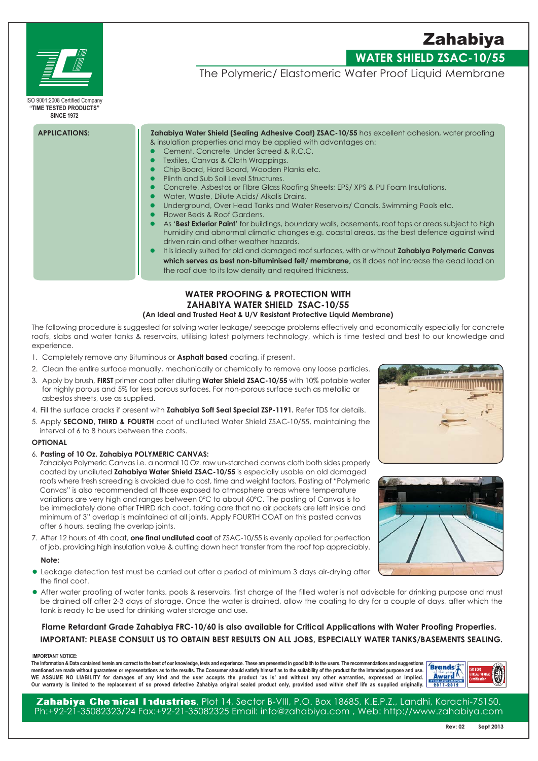# Zahabiya

## WATER SHIELD ZSAC-10/55

The Polymeric/ Elastomeric Water Proof Liquid Membrane

ISO 9001:2008 Certified Company
**"TIME TESTED PRODUCTS"**
**SINCE 1972**

**APPLICATIONS:**

**Zahabiya Water Shield (Sealing Adhesive Coat) ZSAC-10/55** has excellent adhesion, water proofing & insulation properties and may be applied with advantages on:

- Cement, Concrete, Under Screed & R.C.C.
- Textiles, Canvas & Cloth Wrappings.
- Chip Board, Hard Board, Wooden Planks etc.
- Plinth and Sub Soil Level Structures.
- Concrete, Asbestos or Fibre Glass Roofing Sheets; EPS/ XPS & PU Foam Insulations.
- Water, Waste, Dilute Acids/ Alkalis Drains.
- Underground, Over Head Tanks and Water Reservoirs/ Canals, Swimming Pools etc.
- Flower Beds & Roof Gardens.
- As '**Best Exterior Paint**' for buildings, boundary walls, basements, roof tops or areas subject to high humidity and abnormal climatic changes e.g. coastal areas, as the best defence against wind driven rain and other weather hazards.
- It is ideally suited for old and damaged roof surfaces, with or without **Zahabiya Polymeric Canvas which serves as best non-bituminised felt/ membrane,** as it does not increase the dead load on the roof due to its low density and required thickness.

## WATER PROOFING & PROTECTION WITH ZAHABIYA WATER SHIELD ZSAC-10/55

**(An Ideal and Trusted Heat & U/V Resistant Protective Liquid Membrane)**

The following procedure is suggested for solving water leakage/ seepage problems effectively and economically especially for concrete roofs, slabs and water tanks & reservoirs, utilising latest polymers technology, which is time tested and best to our knowledge and experience.

1. Completely remove any Bituminous or **Asphalt based** coating, if present.
2. Clean the entire surface manually, mechanically or chemically to remove any loose particles.
3. Apply by brush, **FIRST** primer coat after diluting **Water Shield ZSAC-10/55** with 10% potable water for highly porous and 5% for less porous surfaces. For non-porous surface such as metallic or asbestos sheets, use as supplied.
4. Fill the surface cracks if present with **Zahabiya Soft Seal Special ZSP-1191.** Refer TDS for details.
5. Apply **SECOND, THIRD & FOURTH** coat of undiluted Water Shield ZSAC-10/55, maintaining the interval of 6 to 8 hours between the coats.

**OPTIONAL**

6. **Pasting of 10 Oz. Zahabiya POLYMERIC CANVAS:**
   Zahabiya Polymeric Canvas i.e. a normal 10 Oz. raw un-starched canvas cloth both sides properly coated by undiluted **Zahabiya Water Shield ZSAC-10/55** is especially usable on old damaged roofs where fresh screeding is avoided due to cost, time and weight factors. Pasting of "Polymeric Canvas" is also recommended at those exposed to atmosphere areas where temperature variations are very high and ranges between 0°C to about 60°C. The pasting of Canvas is to be immediately done after THIRD rich coat, taking care that no air pockets are left inside and minimum of 3" overlap is maintained at all joints. Apply FOURTH COAT on this pasted canvas after 6 hours, sealing the overlap joints.
7. After 12 hours of 4th coat, **one final undiluted coat** of ZSAC-10/55 is evenly applied for perfection of job, providing high insulation value & cutting down heat transfer from the roof top appreciably.

**Note:**

- Leakage detection test must be carried out after a period of minimum 3 days air-drying after the final coat.
- After water proofing of water tanks, pools & reservoirs, first charge of the filled water is not advisable for drinking purpose and must be drained off after 2-3 days of storage. Once the water is drained, allow the coating to dry for a couple of days, after which the tank is ready to be used for drinking water storage and use.

**Flame Retardant Grade Zahabiya FRC-10/60 is also available for Critical Applications with Water Proofing Properties.**

**IMPORTANT: PLEASE CONSULT US TO OBTAIN BEST RESULTS ON ALL JOBS, ESPECIALLY WATER TANKS/BASEMENTS SEALING.**

**IMPORTANT NOTICE:**

**The Information & Data contained herein are correct to the best of our knowledge, tests and experience. These are presented in good faith to the users. The recommendations and suggestions mentioned are made without guarantees or representations as to the results. The Consumer should satisfy himself as to the suitability of the product for the intended purpose and use. WE ASSUME NO LIABILITY for damages of any kind and the user accepts the product 'as is' and without any other warranties, expressed or implied. Our warranty is limited to the replacement of so proved defective Zahabiya original sealed product only, provided used within shelf life as supplied originally.**

**Zahabiya Chemical Industries**, Plot 14, Sector B-VIII, P.O. Box 18685, K.E.P.Z., Landhi, Karachi-75150.
Ph:+92-21-35082323/24 Fax:+92-21-35082325 Email: info@zahabiya.com , Web: http://www.zahabiya.com

Rev: 02 Sept 2013